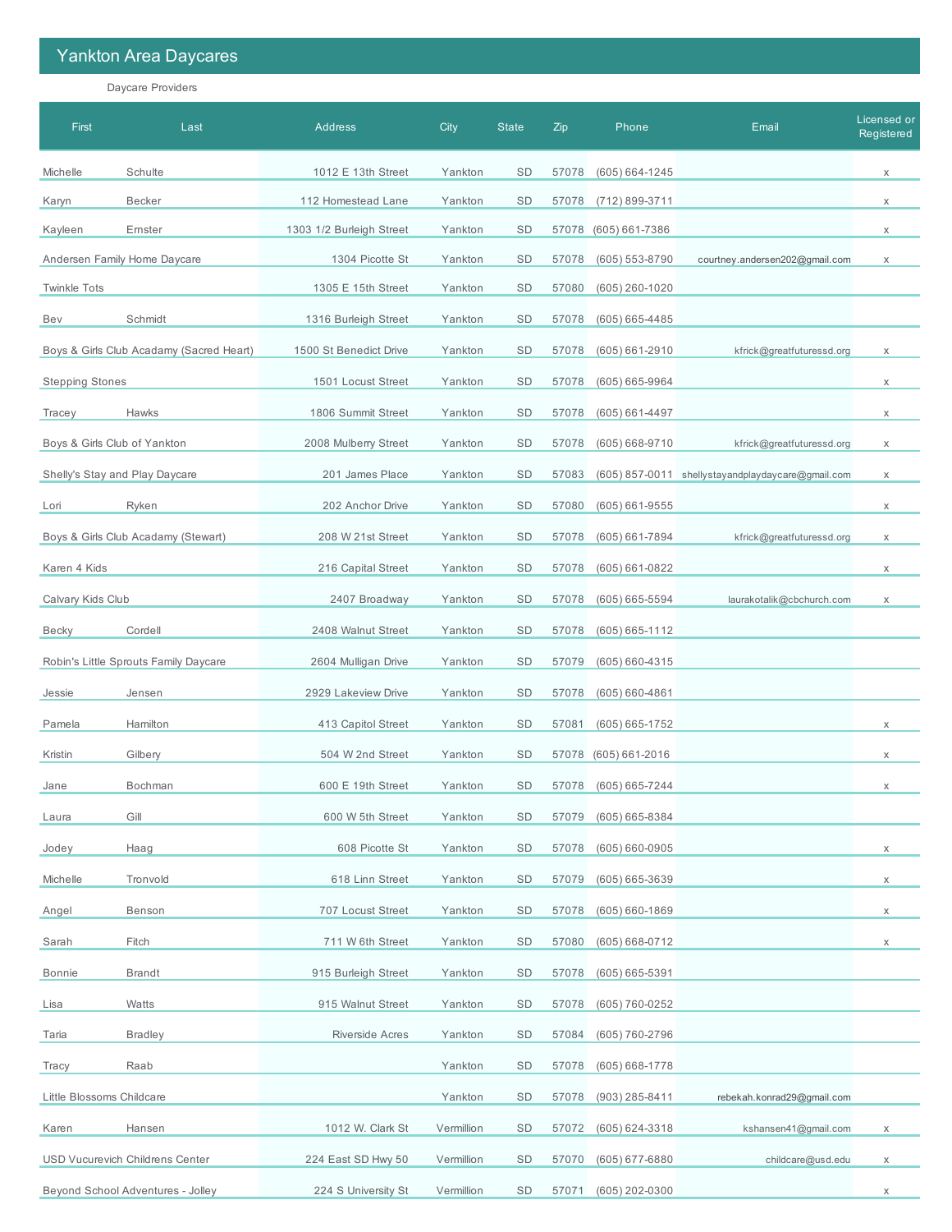# Yankton Area Daycares

Daycare Providers

| First | Last | Address | City | State | Zip | Phone | Email | Licensed or Registered |
|---|---|---|---|---|---|---|---|---|
| Michelle | Schulte | 1012 E 13th Street | Yankton | SD | 57078 | (605) 664-1245 | | x |
| Karyn | Becker | 112 Homestead Lane | Yankton | SD | 57078 | (712) 899-3711 | | x |
| Kayleen | Ernster | 1303 1/2 Burleigh Street | Yankton | SD | 57078 | (605) 661-7386 | | x |
| Andersen Family Home Daycare | | 1304 Picotte St | Yankton | SD | 57078 | (605) 553-8790 | courtney.andersen202@gmail.com | x |
| Twinkle Tots | | 1305 E 15th Street | Yankton | SD | 57080 | (605) 260-1020 | | |
| Bev | Schmidt | 1316 Burleigh Street | Yankton | SD | 57078 | (605) 665-4485 | | |
| Boys & Girls Club Acadamy (Sacred Heart) | | 1500 St Benedict Drive | Yankton | SD | 57078 | (605) 661-2910 | kfrick@greatfuturessd.org | x |
| Stepping Stones | | 1501 Locust Street | Yankton | SD | 57078 | (605) 665-9964 | | x |
| Tracey | Hawks | 1806 Summit Street | Yankton | SD | 57078 | (605) 661-4497 | | x |
| Boys & Girls Club of Yankton | | 2008 Mulberry Street | Yankton | SD | 57078 | (605) 668-9710 | kfrick@greatfuturessd.org | x |
| Shelly's Stay and Play Daycare | | 201 James Place | Yankton | SD | 57083 | (605) 857-0011 | shellystayandplaydaycare@gmail.com | x |
| Lori | Ryken | 202 Anchor Drive | Yankton | SD | 57080 | (605) 661-9555 | | x |
| Boys & Girls Club Acadamy (Stewart) | | 208 W 21st Street | Yankton | SD | 57078 | (605) 661-7894 | kfrick@greatfuturessd.org | x |
| Karen 4 Kids | | 216 Capital Street | Yankton | SD | 57078 | (605) 661-0822 | | x |
| Calvary Kids Club | | 2407 Broadway | Yankton | SD | 57078 | (605) 665-5594 | laurakotalik@cbchurch.com | x |
| Becky | Cordell | 2408 Walnut Street | Yankton | SD | 57078 | (605) 665-1112 | | |
| Robin's Little Sprouts Family Daycare | | 2604 Mulligan Drive | Yankton | SD | 57079 | (605) 660-4315 | | |
| Jessie | Jensen | 2929 Lakeview Drive | Yankton | SD | 57078 | (605) 660-4861 | | |
| Pamela | Hamilton | 413 Capitol Street | Yankton | SD | 57081 | (605) 665-1752 | | x |
| Kristin | Gilbery | 504 W 2nd Street | Yankton | SD | 57078 | (605) 661-2016 | | x |
| Jane | Bochman | 600 E 19th Street | Yankton | SD | 57078 | (605) 665-7244 | | x |
| Laura | Gill | 600 W 5th Street | Yankton | SD | 57079 | (605) 665-8384 | | |
| Jodey | Haag | 608 Picotte St | Yankton | SD | 57078 | (605) 660-0905 | | x |
| Michelle | Tronvold | 618 Linn Street | Yankton | SD | 57079 | (605) 665-3639 | | x |
| Angel | Benson | 707 Locust Street | Yankton | SD | 57078 | (605) 660-1869 | | x |
| Sarah | Fitch | 711 W 6th Street | Yankton | SD | 57080 | (605) 668-0712 | | x |
| Bonnie | Brandt | 915 Burleigh Street | Yankton | SD | 57078 | (605) 665-5391 | | |
| Lisa | Watts | 915 Walnut Street | Yankton | SD | 57078 | (605) 760-0252 | | |
| Taria | Bradley | Riverside Acres | Yankton | SD | 57084 | (605) 760-2796 | | |
| Tracy | Raab | | Yankton | SD | 57078 | (605) 668-1778 | | |
| Little Blossoms Childcare | | | Yankton | SD | 57078 | (903) 285-8411 | rebekah.konrad29@gmail.com | |
| Karen | Hansen | 1012 W. Clark St | Vermillion | SD | 57072 | (605) 624-3318 | kshansen41@gmail.com | x |
| USD Vucurevich Childrens Center | | 224 East SD Hwy 50 | Vermillion | SD | 57070 | (605) 677-6880 | childcare@usd.edu | x |
| Beyond School Adventures - Jolley | | 224 S University St | Vermillion | SD | 57071 | (605) 202-0300 | | x |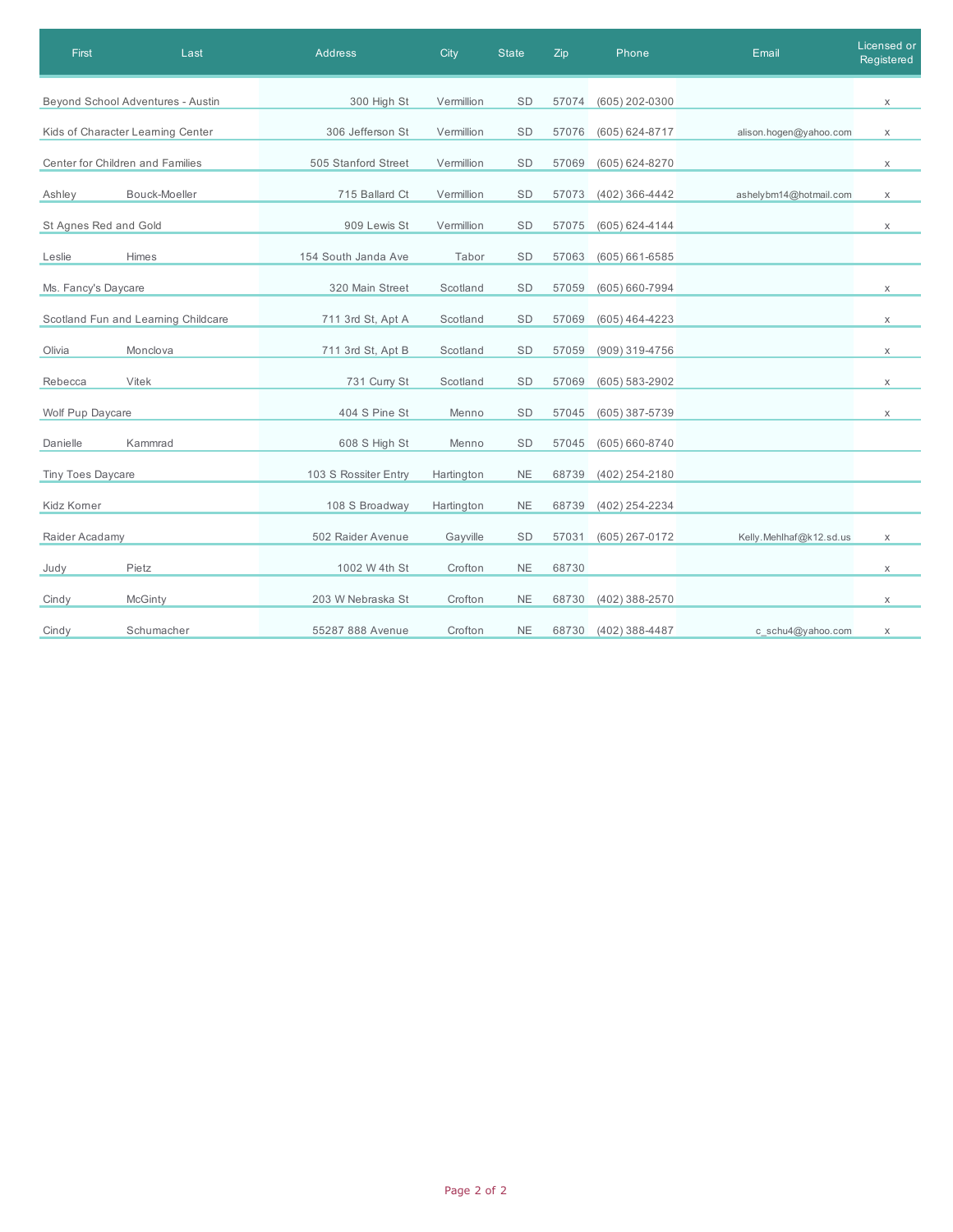| First | Last | Address | City | State | Zip | Phone | Email | Licensed or Registered |
|---|---|---|---|---|---|---|---|---|
| Beyond School Adventures - Austin | | 300 High St | Vermillion | SD | 57074 | (605) 202-0300 | | x |
| Kids of Character Learning Center | | 306 Jefferson St | Vermillion | SD | 57076 | (605) 624-8717 | alison.hogen@yahoo.com | x |
| Center for Children and Families | | 505 Stanford Street | Vermillion | SD | 57069 | (605) 624-8270 | | x |
| Ashley | Bouck-Moeller | 715 Ballard Ct | Vermillion | SD | 57073 | (402) 366-4442 | ashelybm14@hotmail.com | x |
| St Agnes Red and Gold | | 909 Lewis St | Vermillion | SD | 57075 | (605) 624-4144 | | x |
| Leslie | Himes | 154 South Janda Ave | Tabor | SD | 57063 | (605) 661-6585 | | |
| Ms. Fancy's Daycare | | 320 Main Street | Scotland | SD | 57059 | (605) 660-7994 | | x |
| Scotland Fun and Learning Childcare | | 711 3rd St, Apt A | Scotland | SD | 57069 | (605) 464-4223 | | x |
| Olivia | Monclova | 711 3rd St, Apt B | Scotland | SD | 57059 | (909) 319-4756 | | x |
| Rebecca | Vitek | 731 Curry St | Scotland | SD | 57069 | (605) 583-2902 | | x |
| Wolf Pup Daycare | | 404 S Pine St | Menno | SD | 57045 | (605) 387-5739 | | x |
| Danielle | Kammrad | 608 S High St | Menno | SD | 57045 | (605) 660-8740 | | |
| Tiny Toes Daycare | | 103 S Rossiter Entry | Hartington | NE | 68739 | (402) 254-2180 | | |
| Kidz Korner | | 108 S Broadway | Hartington | NE | 68739 | (402) 254-2234 | | |
| Raider Acadamy | | 502 Raider Avenue | Gayville | SD | 57031 | (605) 267-0172 | Kelly.Mehlhaf@k12.sd.us | x |
| Judy | Pietz | 1002 W 4th St | Crofton | NE | 68730 | | | x |
| Cindy | McGinty | 203 W Nebraska St | Crofton | NE | 68730 | (402) 388-2570 | | x |
| Cindy | Schumacher | 55287 888 Avenue | Crofton | NE | 68730 | (402) 388-4487 | c_schu4@yahoo.com | x |